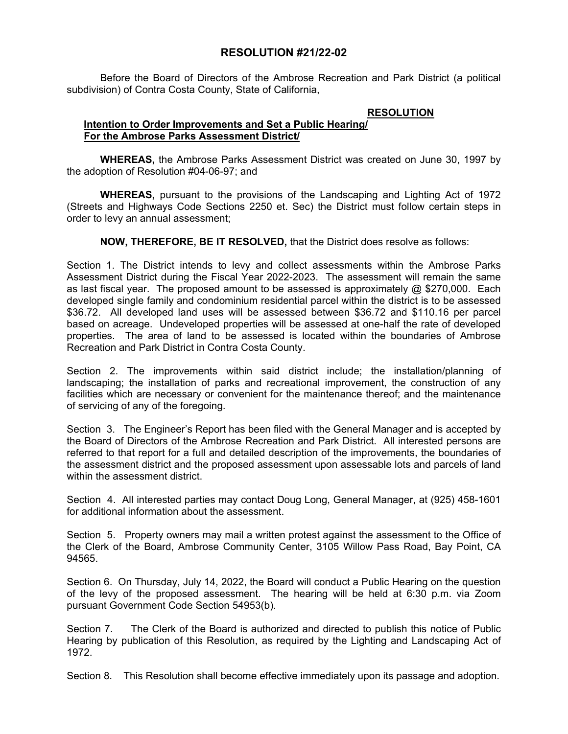# RESOLUTION #21/22-02

Before the Board of Directors of the Ambrose Recreation and Park District (a political subdivision) of Contra Costa County, State of California,

**RESOLUTION**

**Intention to Order Improvements and Set a Public Hearing/ For the Ambrose Parks Assessment District/**

**WHEREAS,** the Ambrose Parks Assessment District was created on June 30, 1997 by the adoption of Resolution #04-06-97; and

**WHEREAS,** pursuant to the provisions of the Landscaping and Lighting Act of 1972 (Streets and Highways Code Sections 2250 et. Sec) the District must follow certain steps in order to levy an annual assessment;

**NOW, THEREFORE, BE IT RESOLVED,** that the District does resolve as follows:

Section 1. The District intends to levy and collect assessments within the Ambrose Parks Assessment District during the Fiscal Year 2022-2023. The assessment will remain the same as last fiscal year. The proposed amount to be assessed is approximately @ $270,000. Each developed single family and condominium residential parcel within the district is to be assessed $36.72. All developed land uses will be assessed between $36.72 and $110.16 per parcel based on acreage. Undeveloped properties will be assessed at one-half the rate of developed properties. The area of land to be assessed is located within the boundaries of Ambrose Recreation and Park District in Contra Costa County.

Section 2. The improvements within said district include; the installation/planning of landscaping; the installation of parks and recreational improvement, the construction of any facilities which are necessary or convenient for the maintenance thereof; and the maintenance of servicing of any of the foregoing.

Section 3. The Engineer's Report has been filed with the General Manager and is accepted by the Board of Directors of the Ambrose Recreation and Park District. All interested persons are referred to that report for a full and detailed description of the improvements, the boundaries of the assessment district and the proposed assessment upon assessable lots and parcels of land within the assessment district.

Section 4. All interested parties may contact Doug Long, General Manager, at (925) 458-1601 for additional information about the assessment.

Section 5. Property owners may mail a written protest against the assessment to the Office of the Clerk of the Board, Ambrose Community Center, 3105 Willow Pass Road, Bay Point, CA 94565.

Section 6. On Thursday, July 14, 2022, the Board will conduct a Public Hearing on the question of the levy of the proposed assessment. The hearing will be held at 6:30 p.m. via Zoom pursuant Government Code Section 54953(b).

Section 7. The Clerk of the Board is authorized and directed to publish this notice of Public Hearing by publication of this Resolution, as required by the Lighting and Landscaping Act of 1972.

Section 8. This Resolution shall become effective immediately upon its passage and adoption.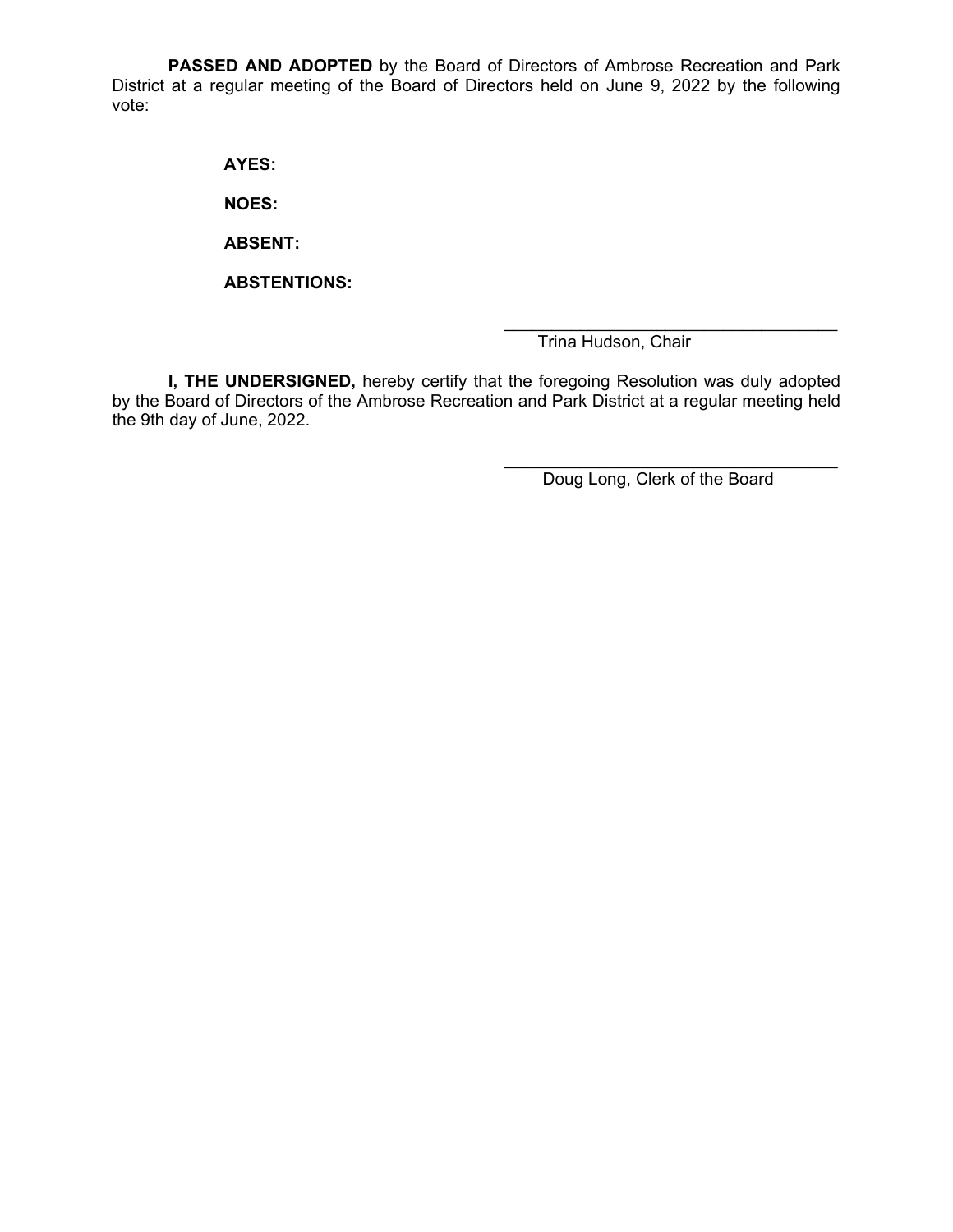**PASSED AND ADOPTED** by the Board of Directors of Ambrose Recreation and Park District at a regular meeting of the Board of Directors held on June 9, 2022 by the following vote:

**AYES:**

**NOES:**

**ABSENT:**

**ABSTENTIONS:**

\_\_\_\_\_\_\_\_\_\_\_\_\_\_\_\_\_\_\_\_\_\_\_\_\_\_\_\_\_\_\_\_\_\_\_\_
Trina Hudson, Chair

**I, THE UNDERSIGNED,** hereby certify that the foregoing Resolution was duly adopted by the Board of Directors of the Ambrose Recreation and Park District at a regular meeting held the 9th day of June, 2022.

\_\_\_\_\_\_\_\_\_\_\_\_\_\_\_\_\_\_\_\_\_\_\_\_\_\_\_\_\_\_\_\_\_\_\_\_
Doug Long, Clerk of the Board